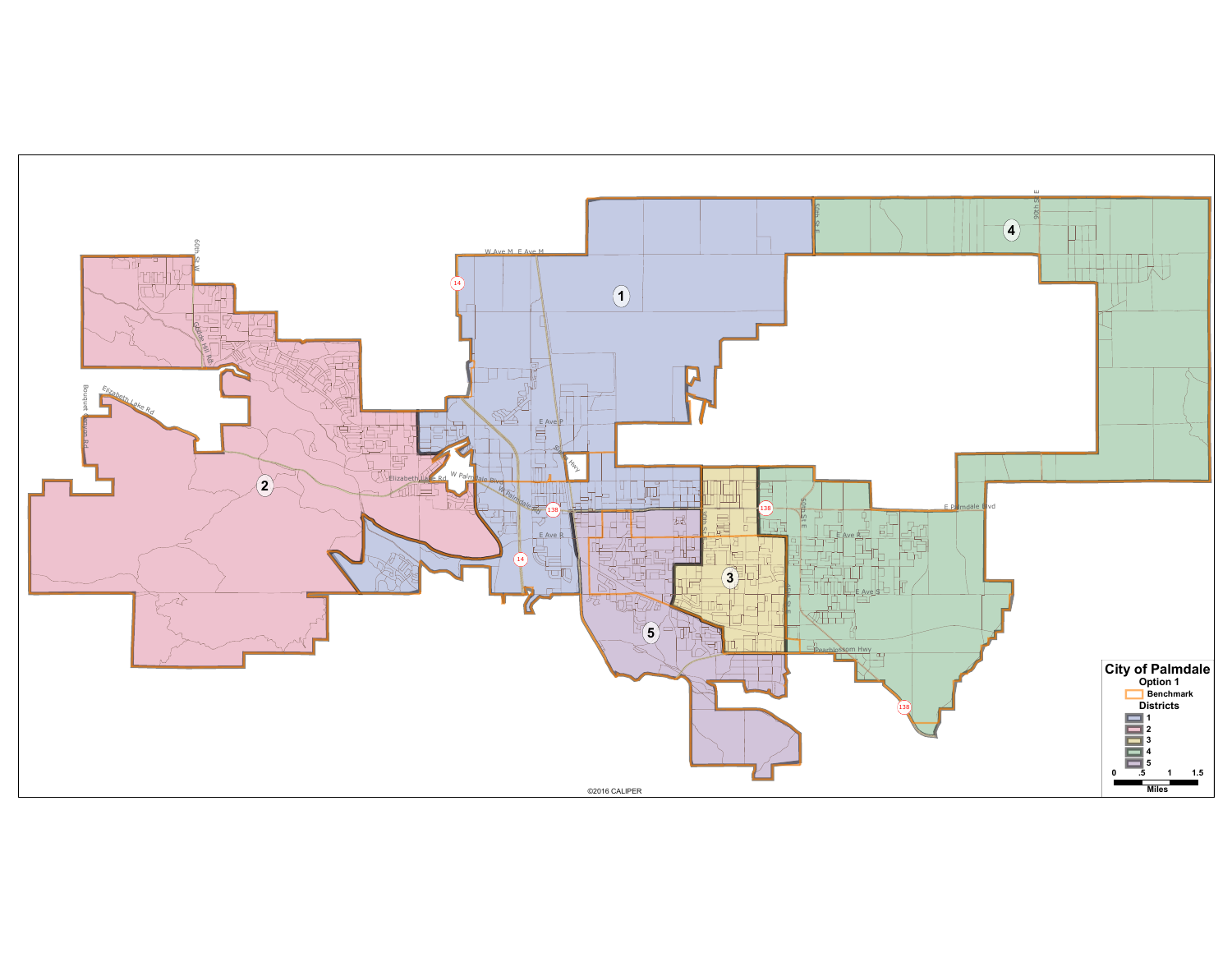# City of Palmdale

**Option 1**

Benchmark

**Districts**

- 1
- 2
- 3
- 4
- 5

0 .5 1 1.5

**Miles**

©2016 CALIPER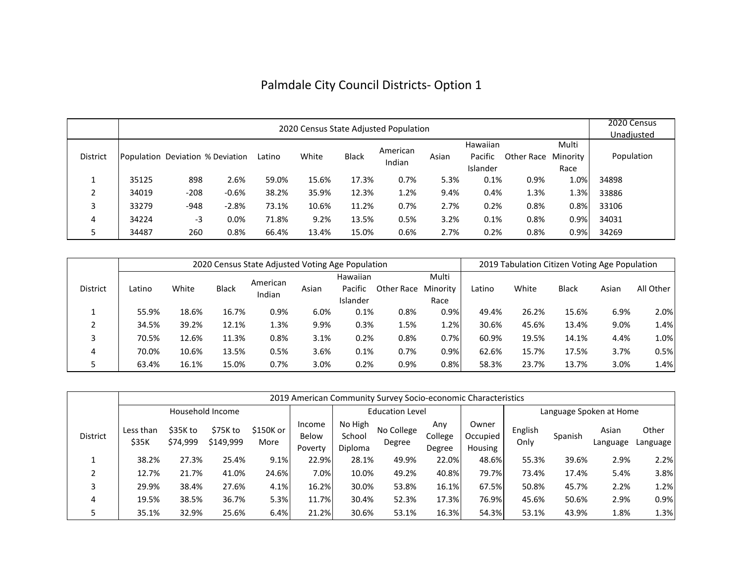# Palmdale City Council Districts- Option 1

| | 2020 Census State Adjusted Population | | | | | | | | | | | | 2020 Census Unadjusted |
|---|---|---|---|---|---|---|---|---|---|---|---|---|---|
| District | Population | Deviation | % Deviation | Latino | White | Black | American Indian | Asian | Hawaiian Pacific Islander | Other Race | Multi Minority Race | | Population |
| 1 | 35125 | 898 | 2.6% | 59.0% | 15.6% | 17.3% | 0.7% | 5.3% | 0.1% | 0.9% | 1.0% | | 34898 |
| 2 | 34019 | -208 | -0.6% | 38.2% | 35.9% | 12.3% | 1.2% | 9.4% | 0.4% | 1.3% | 1.3% | | 33886 |
| 3 | 33279 | -948 | -2.8% | 73.1% | 10.6% | 11.2% | 0.7% | 2.7% | 0.2% | 0.8% | 0.8% | | 33106 |
| 4 | 34224 | -3 | 0.0% | 71.8% | 9.2% | 13.5% | 0.5% | 3.2% | 0.1% | 0.8% | 0.9% | | 34031 |
| 5 | 34487 | 260 | 0.8% | 66.4% | 13.4% | 15.0% | 0.6% | 2.7% | 0.2% | 0.8% | 0.9% | | 34269 |

| | 2020 Census State Adjusted Voting Age Population | | | | | | | | 2019 Tabulation Citizen Voting Age Population | | | | |
|---|---|---|---|---|---|---|---|---|---|---|---|---|---|
| District | Latino | White | Black | American Indian | Asian | Hawaiian Pacific Islander | Other Race | Multi Minority Race | Latino | White | Black | Asian | All Other |
| 1 | 55.9% | 18.6% | 16.7% | 0.9% | 6.0% | 0.1% | 0.8% | 0.9% | 49.4% | 26.2% | 15.6% | 6.9% | 2.0% |
| 2 | 34.5% | 39.2% | 12.1% | 1.3% | 9.9% | 0.3% | 1.5% | 1.2% | 30.6% | 45.6% | 13.4% | 9.0% | 1.4% |
| 3 | 70.5% | 12.6% | 11.3% | 0.8% | 3.1% | 0.2% | 0.8% | 0.7% | 60.9% | 19.5% | 14.1% | 4.4% | 1.0% |
| 4 | 70.0% | 10.6% | 13.5% | 0.5% | 3.6% | 0.1% | 0.7% | 0.9% | 62.6% | 15.7% | 17.5% | 3.7% | 0.5% |
| 5 | 63.4% | 16.1% | 15.0% | 0.7% | 3.0% | 0.2% | 0.9% | 0.8% | 58.3% | 23.7% | 13.7% | 3.0% | 1.4% |

| | 2019 American Community Survey Socio-economic Characteristics | | | | | | | | | | | | |
|---|---|---|---|---|---|---|---|---|---|---|---|---|---|
| | Household Income | | | | | Education Level | | | | Language Spoken at Home | | | |
| District | Less than $35K | $35K to $74,999 | $75K to $149,999 | $150K or More | Income Below Poverty | No High School Diploma | No College Degree | Any College Degree | Owner Occupied Housing | English Only | Spanish | Asian Language | Other Language |
| 1 | 38.2% | 27.3% | 25.4% | 9.1% | 22.9% | 28.1% | 49.9% | 22.0% | 48.6% | 55.3% | 39.6% | 2.9% | 2.2% |
| 2 | 12.7% | 21.7% | 41.0% | 24.6% | 7.0% | 10.0% | 49.2% | 40.8% | 79.7% | 73.4% | 17.4% | 5.4% | 3.8% |
| 3 | 29.9% | 38.4% | 27.6% | 4.1% | 16.2% | 30.0% | 53.8% | 16.1% | 67.5% | 50.8% | 45.7% | 2.2% | 1.2% |
| 4 | 19.5% | 38.5% | 36.7% | 5.3% | 11.7% | 30.4% | 52.3% | 17.3% | 76.9% | 45.6% | 50.6% | 2.9% | 0.9% |
| 5 | 35.1% | 32.9% | 25.6% | 6.4% | 21.2% | 30.6% | 53.1% | 16.3% | 54.3% | 53.1% | 43.9% | 1.8% | 1.3% |